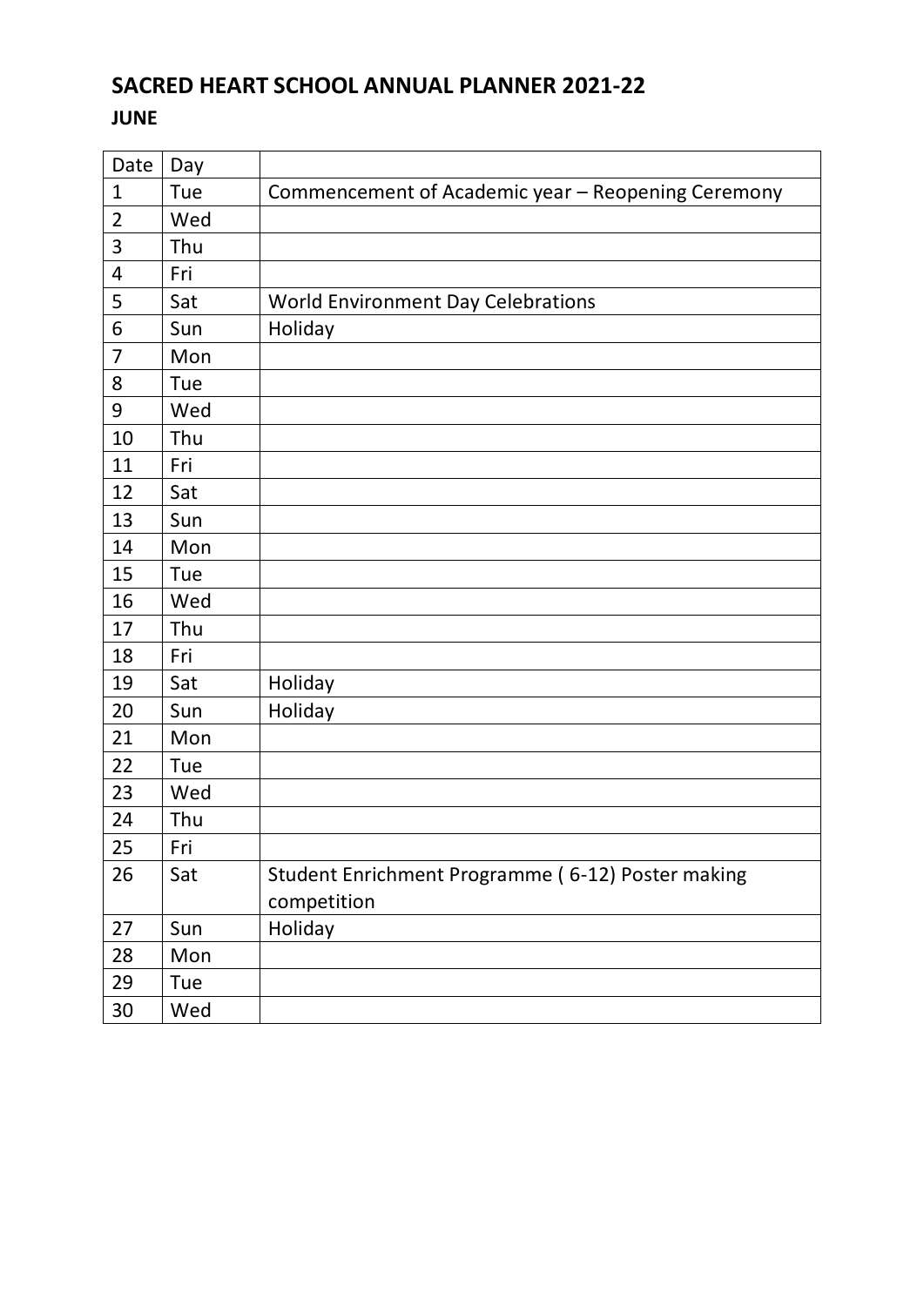# SACRED HEART SCHOOL ANNUAL PLANNER 2021-22

## JUNE

| Date | Day | |
|---|---|---|
| 1 | Tue | Commencement of Academic year – Reopening Ceremony |
| 2 | Wed | |
| 3 | Thu | |
| 4 | Fri | |
| 5 | Sat | World Environment Day Celebrations |
| 6 | Sun | Holiday |
| 7 | Mon | |
| 8 | Tue | |
| 9 | Wed | |
| 10 | Thu | |
| 11 | Fri | |
| 12 | Sat | |
| 13 | Sun | |
| 14 | Mon | |
| 15 | Tue | |
| 16 | Wed | |
| 17 | Thu | |
| 18 | Fri | |
| 19 | Sat | Holiday |
| 20 | Sun | Holiday |
| 21 | Mon | |
| 22 | Tue | |
| 23 | Wed | |
| 24 | Thu | |
| 25 | Fri | |
| 26 | Sat | Student Enrichment Programme ( 6-12) Poster making competition |
| 27 | Sun | Holiday |
| 28 | Mon | |
| 29 | Tue | |
| 30 | Wed | |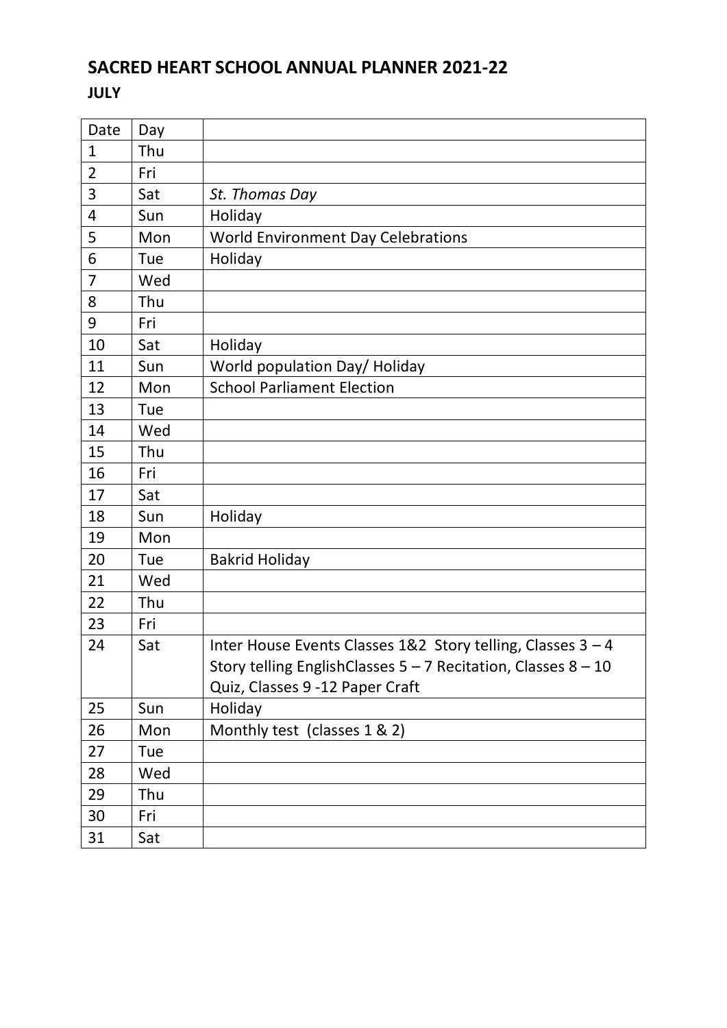# SACRED HEART SCHOOL ANNUAL PLANNER 2021-22

**JULY**

| Date | Day | |
|---|---|---|
| 1 | Thu | |
| 2 | Fri | |
| 3 | Sat | *St. Thomas Day* |
| 4 | Sun | Holiday |
| 5 | Mon | World Environment Day Celebrations |
| 6 | Tue | Holiday |
| 7 | Wed | |
| 8 | Thu | |
| 9 | Fri | |
| 10 | Sat | Holiday |
| 11 | Sun | World population Day/ Holiday |
| 12 | Mon | School Parliament Election |
| 13 | Tue | |
| 14 | Wed | |
| 15 | Thu | |
| 16 | Fri | |
| 17 | Sat | |
| 18 | Sun | Holiday |
| 19 | Mon | |
| 20 | Tue | Bakrid Holiday |
| 21 | Wed | |
| 22 | Thu | |
| 23 | Fri | |
| 24 | Sat | Inter House Events Classes 1&2 Story telling, Classes 3 – 4 Story telling EnglishClasses 5 – 7 Recitation, Classes 8 – 10 Quiz, Classes 9 -12 Paper Craft |
| 25 | Sun | Holiday |
| 26 | Mon | Monthly test (classes 1 & 2) |
| 27 | Tue | |
| 28 | Wed | |
| 29 | Thu | |
| 30 | Fri | |
| 31 | Sat | |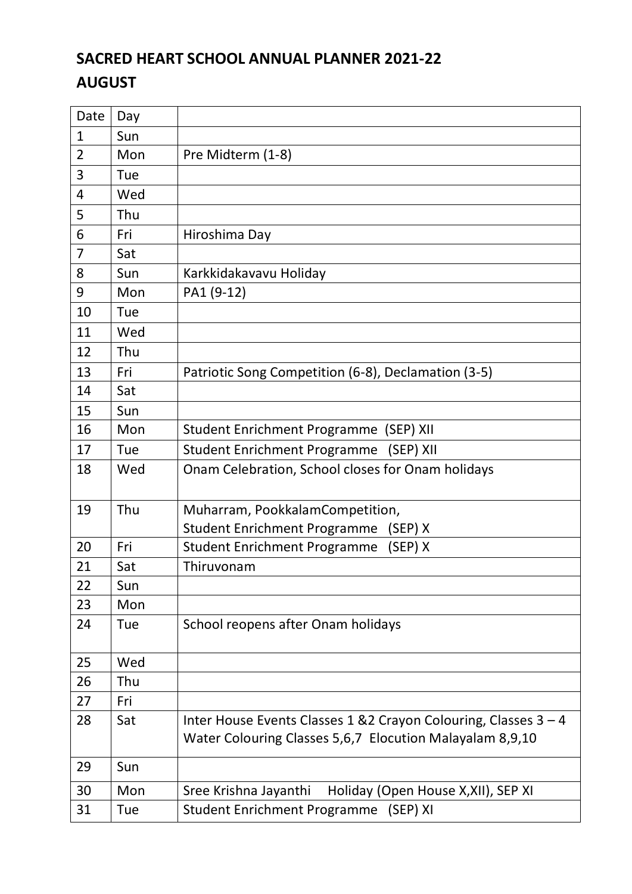# SACRED HEART SCHOOL ANNUAL PLANNER 2021-22

## AUGUST

| Date | Day | |
|---|---|---|
| 1 | Sun | |
| 2 | Mon | Pre Midterm (1-8) |
| 3 | Tue | |
| 4 | Wed | |
| 5 | Thu | |
| 6 | Fri | Hiroshima Day |
| 7 | Sat | |
| 8 | Sun | Karkkidakavavu Holiday |
| 9 | Mon | PA1 (9-12) |
| 10 | Tue | |
| 11 | Wed | |
| 12 | Thu | |
| 13 | Fri | Patriotic Song Competition (6-8), Declamation (3-5) |
| 14 | Sat | |
| 15 | Sun | |
| 16 | Mon | Student Enrichment Programme (SEP) XII |
| 17 | Tue | Student Enrichment Programme (SEP) XII |
| 18 | Wed | Onam Celebration, School closes for Onam holidays |
| 19 | Thu | Muharram, PookkalamCompetition, Student Enrichment Programme (SEP) X |
| 20 | Fri | Student Enrichment Programme (SEP) X |
| 21 | Sat | Thiruvonam |
| 22 | Sun | |
| 23 | Mon | |
| 24 | Tue | School reopens after Onam holidays |
| 25 | Wed | |
| 26 | Thu | |
| 27 | Fri | |
| 28 | Sat | Inter House Events Classes 1 &2 Crayon Colouring, Classes 3 – 4 Water Colouring Classes 5,6,7 Elocution Malayalam 8,9,10 |
| 29 | Sun | |
| 30 | Mon | Sree Krishna Jayanthi Holiday (Open House X,XII), SEP XI |
| 31 | Tue | Student Enrichment Programme (SEP) XI |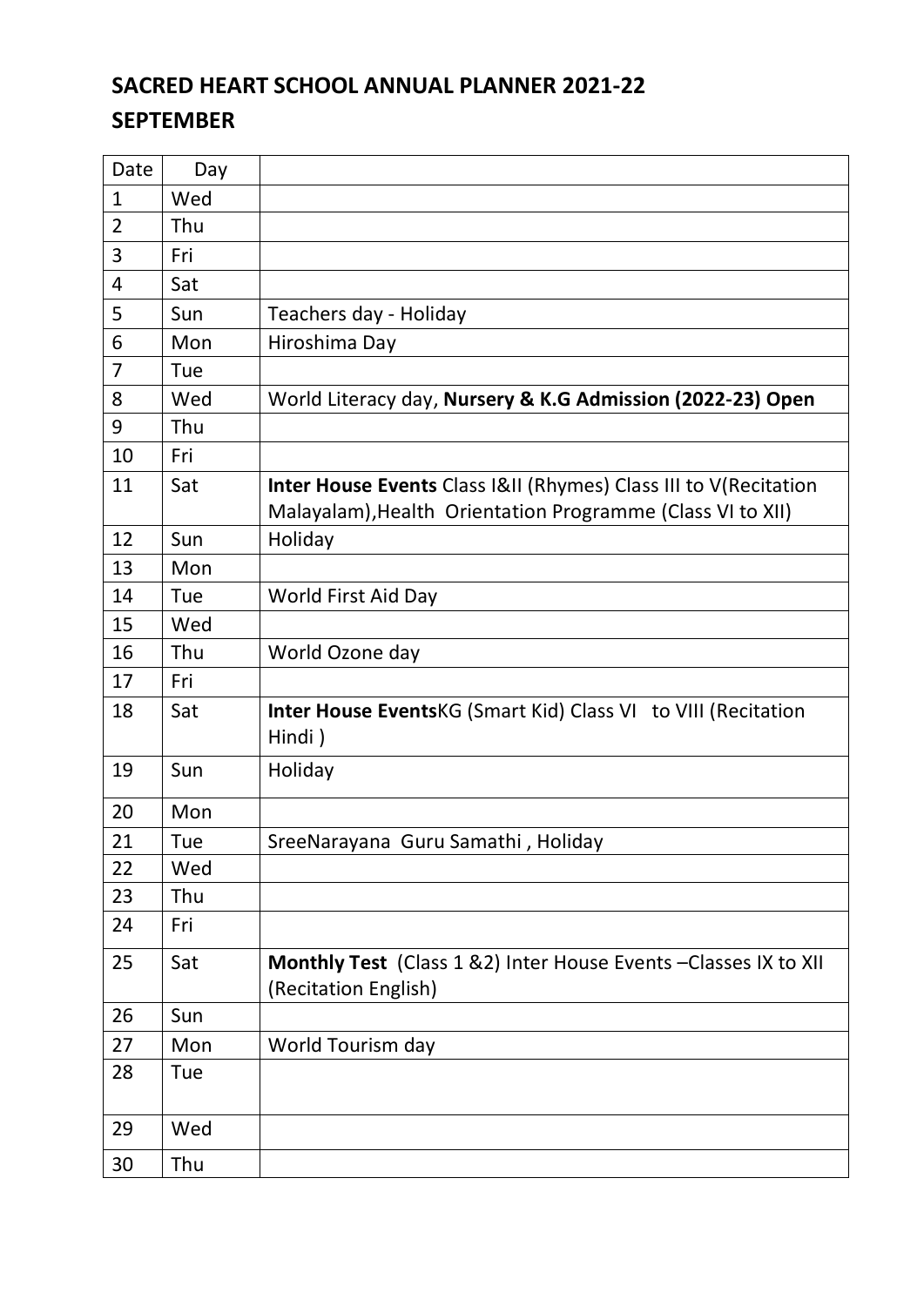# SACRED HEART SCHOOL ANNUAL PLANNER 2021-22

## SEPTEMBER

| Date | Day | |
|---|---|---|
| 1 | Wed | |
| 2 | Thu | |
| 3 | Fri | |
| 4 | Sat | |
| 5 | Sun | Teachers day - Holiday |
| 6 | Mon | Hiroshima Day |
| 7 | Tue | |
| 8 | Wed | World Literacy day, **Nursery & K.G Admission (2022-23) Open** |
| 9 | Thu | |
| 10 | Fri | |
| 11 | Sat | **Inter House Events** Class I&II (Rhymes) Class III to V(Recitation Malayalam),Health Orientation Programme (Class VI to XII) |
| 12 | Sun | Holiday |
| 13 | Mon | |
| 14 | Tue | World First Aid Day |
| 15 | Wed | |
| 16 | Thu | World Ozone day |
| 17 | Fri | |
| 18 | Sat | **Inter House Events**KG (Smart Kid) Class VI to VIII (Recitation Hindi ) |
| 19 | Sun | Holiday |
| 20 | Mon | |
| 21 | Tue | SreeNarayana Guru Samathi , Holiday |
| 22 | Wed | |
| 23 | Thu | |
| 24 | Fri | |
| 25 | Sat | **Monthly Test** (Class 1 &2) Inter House Events –Classes IX to XII (Recitation English) |
| 26 | Sun | |
| 27 | Mon | World Tourism day |
| 28 | Tue | |
| 29 | Wed | |
| 30 | Thu | |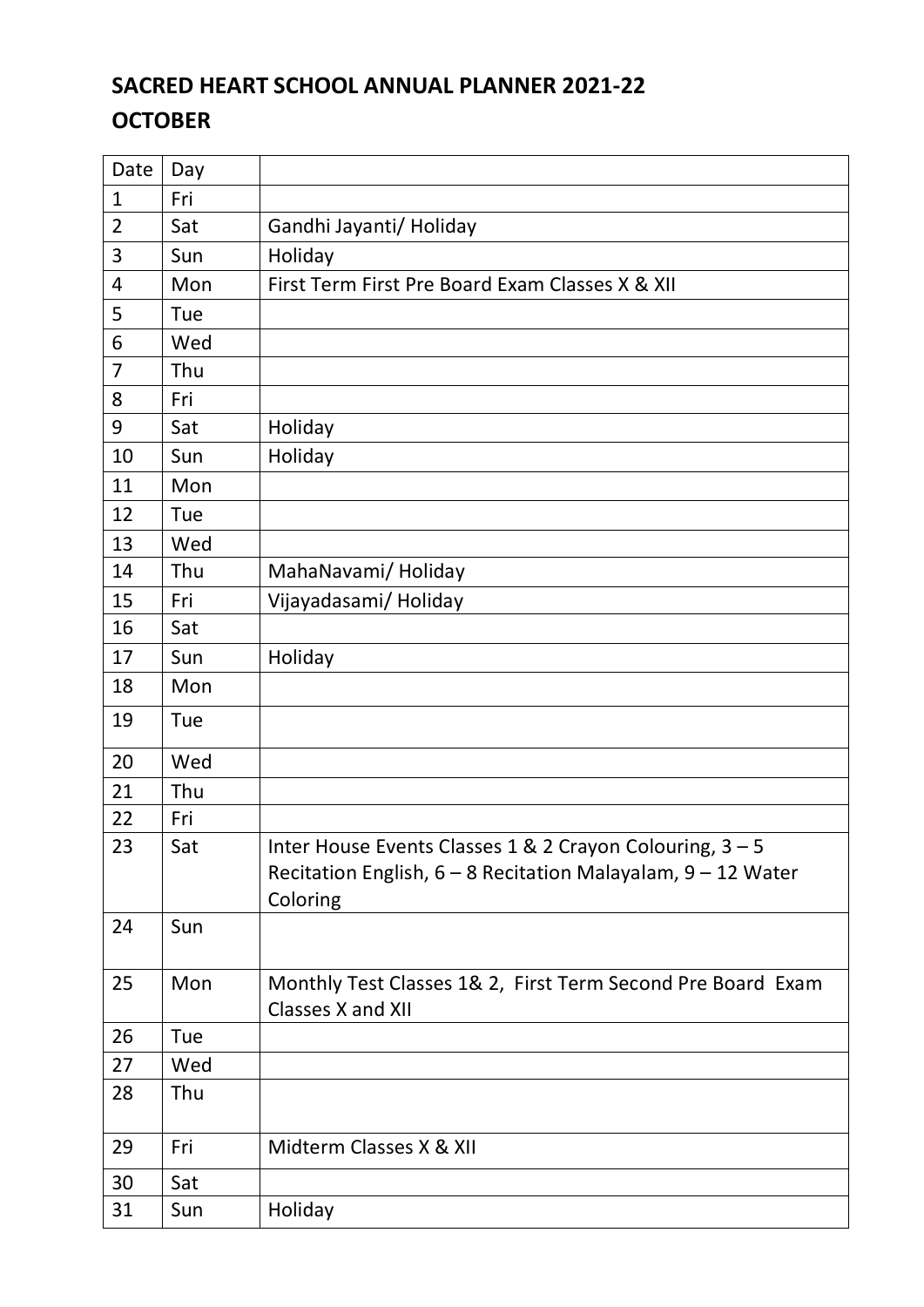## SACRED HEART SCHOOL ANNUAL PLANNER 2021-22

## OCTOBER

| Date | Day | |
|---|---|---|
| 1 | Fri | |
| 2 | Sat | Gandhi Jayanti/ Holiday |
| 3 | Sun | Holiday |
| 4 | Mon | First Term First Pre Board Exam Classes X & XII |
| 5 | Tue | |
| 6 | Wed | |
| 7 | Thu | |
| 8 | Fri | |
| 9 | Sat | Holiday |
| 10 | Sun | Holiday |
| 11 | Mon | |
| 12 | Tue | |
| 13 | Wed | |
| 14 | Thu | MahaNavami/ Holiday |
| 15 | Fri | Vijayadasami/ Holiday |
| 16 | Sat | |
| 17 | Sun | Holiday |
| 18 | Mon | |
| 19 | Tue | |
| 20 | Wed | |
| 21 | Thu | |
| 22 | Fri | |
| 23 | Sat | Inter House Events Classes 1 & 2 Crayon Colouring, 3 – 5 Recitation English, 6 – 8 Recitation Malayalam, 9 – 12 Water Coloring |
| 24 | Sun | |
| 25 | Mon | Monthly Test Classes 1& 2, First Term Second Pre Board Exam Classes X and XII |
| 26 | Tue | |
| 27 | Wed | |
| 28 | Thu | |
| 29 | Fri | Midterm Classes X & XII |
| 30 | Sat | |
| 31 | Sun | Holiday |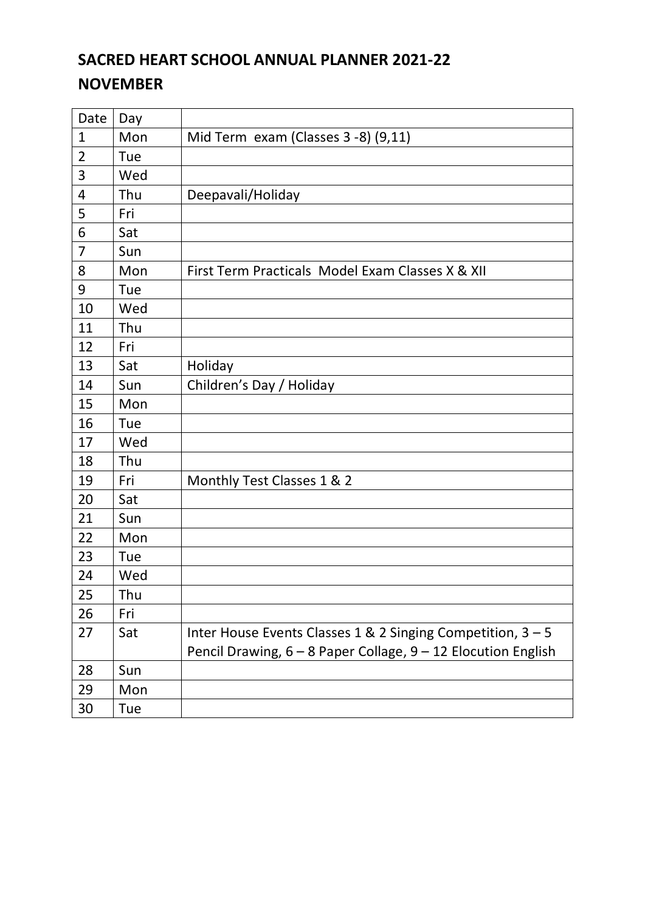## SACRED HEART SCHOOL ANNUAL PLANNER 2021-22

## NOVEMBER

| Date | Day | |
|---|---|---|
| 1 | Mon | Mid Term exam (Classes 3 -8) (9,11) |
| 2 | Tue | |
| 3 | Wed | |
| 4 | Thu | Deepavali/Holiday |
| 5 | Fri | |
| 6 | Sat | |
| 7 | Sun | |
| 8 | Mon | First Term Practicals Model Exam Classes X & XII |
| 9 | Tue | |
| 10 | Wed | |
| 11 | Thu | |
| 12 | Fri | |
| 13 | Sat | Holiday |
| 14 | Sun | Children's Day / Holiday |
| 15 | Mon | |
| 16 | Tue | |
| 17 | Wed | |
| 18 | Thu | |
| 19 | Fri | Monthly Test Classes 1 & 2 |
| 20 | Sat | |
| 21 | Sun | |
| 22 | Mon | |
| 23 | Tue | |
| 24 | Wed | |
| 25 | Thu | |
| 26 | Fri | |
| 27 | Sat | Inter House Events Classes 1 & 2 Singing Competition, 3 – 5 Pencil Drawing, 6 – 8 Paper Collage, 9 – 12 Elocution English |
| 28 | Sun | |
| 29 | Mon | |
| 30 | Tue | |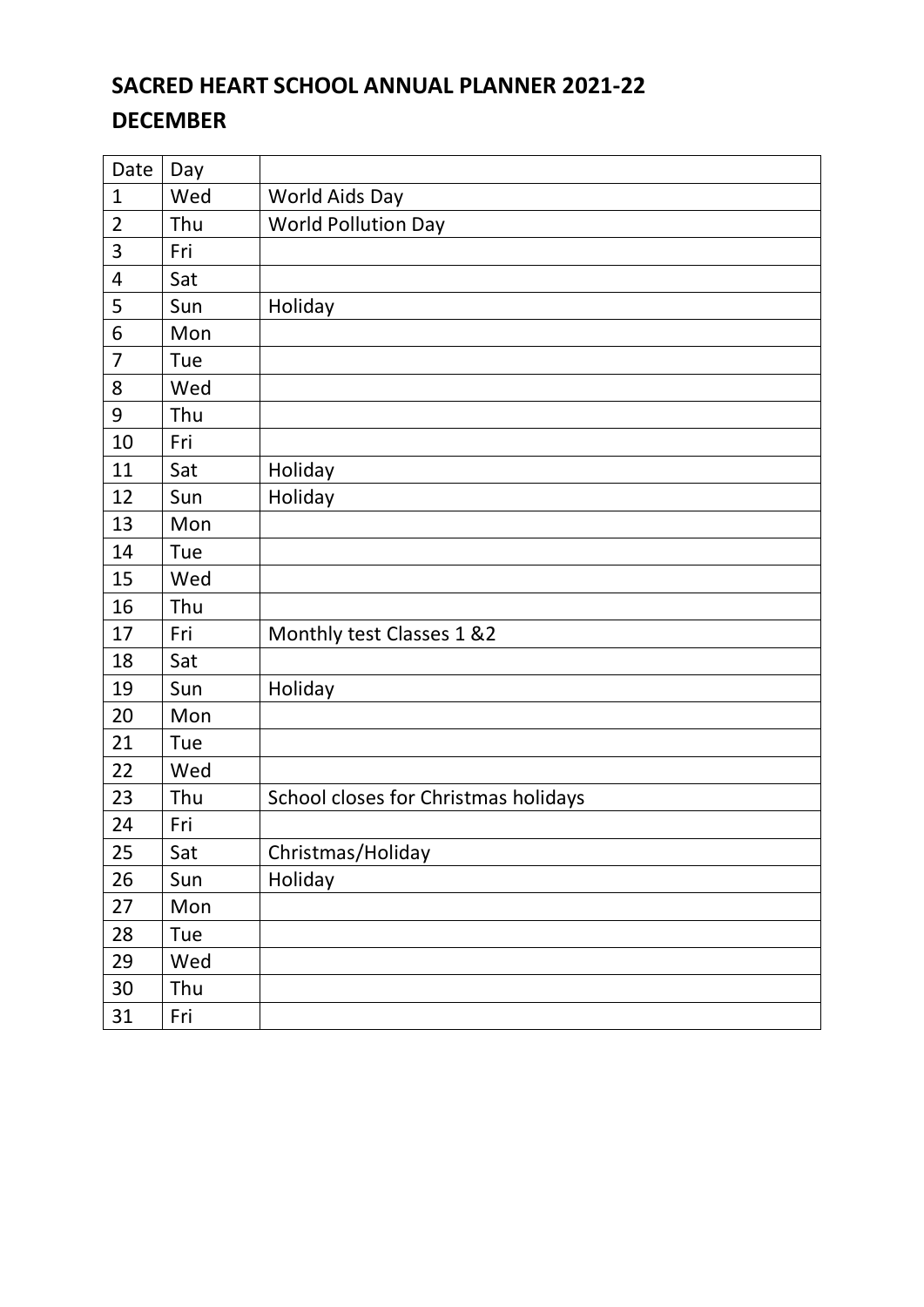# SACRED HEART SCHOOL ANNUAL PLANNER 2021-22

## DECEMBER

| Date | Day | |
|---|---|---|
| 1 | Wed | World Aids Day |
| 2 | Thu | World Pollution Day |
| 3 | Fri | |
| 4 | Sat | |
| 5 | Sun | Holiday |
| 6 | Mon | |
| 7 | Tue | |
| 8 | Wed | |
| 9 | Thu | |
| 10 | Fri | |
| 11 | Sat | Holiday |
| 12 | Sun | Holiday |
| 13 | Mon | |
| 14 | Tue | |
| 15 | Wed | |
| 16 | Thu | |
| 17 | Fri | Monthly test Classes 1 &2 |
| 18 | Sat | |
| 19 | Sun | Holiday |
| 20 | Mon | |
| 21 | Tue | |
| 22 | Wed | |
| 23 | Thu | School closes for Christmas holidays |
| 24 | Fri | |
| 25 | Sat | Christmas/Holiday |
| 26 | Sun | Holiday |
| 27 | Mon | |
| 28 | Tue | |
| 29 | Wed | |
| 30 | Thu | |
| 31 | Fri | |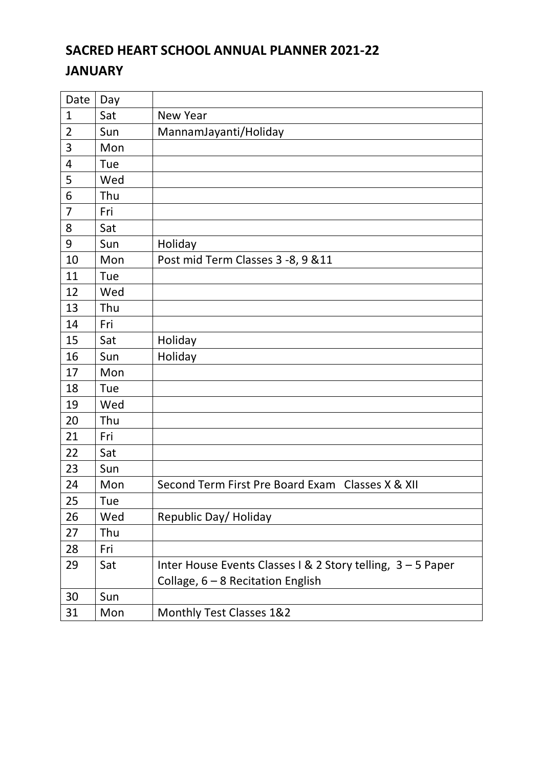# SACRED HEART SCHOOL ANNUAL PLANNER 2021-22

## JANUARY

| Date | Day | |
|---|---|---|
| 1 | Sat | New Year |
| 2 | Sun | MannamJayanti/Holiday |
| 3 | Mon | |
| 4 | Tue | |
| 5 | Wed | |
| 6 | Thu | |
| 7 | Fri | |
| 8 | Sat | |
| 9 | Sun | Holiday |
| 10 | Mon | Post mid Term Classes 3 -8, 9 &11 |
| 11 | Tue | |
| 12 | Wed | |
| 13 | Thu | |
| 14 | Fri | |
| 15 | Sat | Holiday |
| 16 | Sun | Holiday |
| 17 | Mon | |
| 18 | Tue | |
| 19 | Wed | |
| 20 | Thu | |
| 21 | Fri | |
| 22 | Sat | |
| 23 | Sun | |
| 24 | Mon | Second Term First Pre Board Exam Classes X & XII |
| 25 | Tue | |
| 26 | Wed | Republic Day/ Holiday |
| 27 | Thu | |
| 28 | Fri | |
| 29 | Sat | Inter House Events Classes I & 2 Story telling, 3 – 5 Paper Collage, 6 – 8 Recitation English |
| 30 | Sun | |
| 31 | Mon | Monthly Test Classes 1&2 |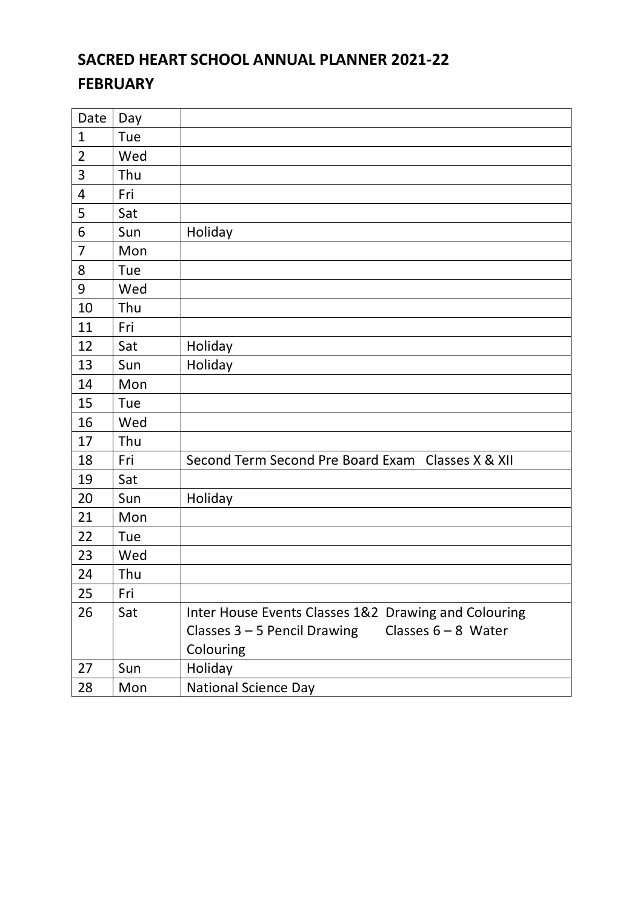## SACRED HEART SCHOOL ANNUAL PLANNER 2021-22

## FEBRUARY

| Date | Day | |
|---|---|---|
| 1 | Tue | |
| 2 | Wed | |
| 3 | Thu | |
| 4 | Fri | |
| 5 | Sat | |
| 6 | Sun | Holiday |
| 7 | Mon | |
| 8 | Tue | |
| 9 | Wed | |
| 10 | Thu | |
| 11 | Fri | |
| 12 | Sat | Holiday |
| 13 | Sun | Holiday |
| 14 | Mon | |
| 15 | Tue | |
| 16 | Wed | |
| 17 | Thu | |
| 18 | Fri | Second Term Second Pre Board Exam Classes X & XII |
| 19 | Sat | |
| 20 | Sun | Holiday |
| 21 | Mon | |
| 22 | Tue | |
| 23 | Wed | |
| 24 | Thu | |
| 25 | Fri | |
| 26 | Sat | Inter House Events Classes 1&2 Drawing and Colouring Classes 3 – 5 Pencil Drawing Classes 6 – 8 Water Colouring |
| 27 | Sun | Holiday |
| 28 | Mon | National Science Day |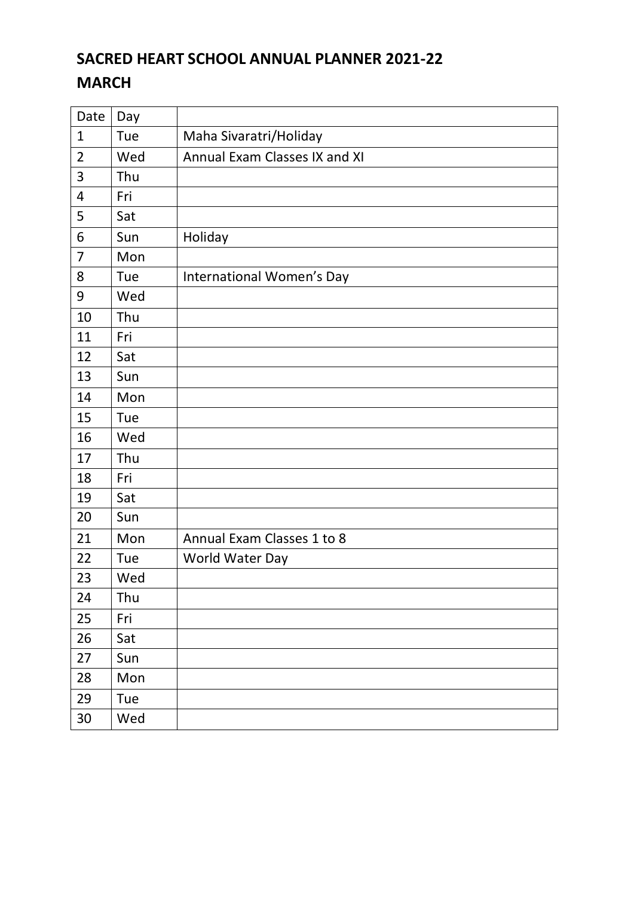# SACRED HEART SCHOOL ANNUAL PLANNER 2021-22

## MARCH

| Date | Day | |
|---|---|---|
| 1 | Tue | Maha Sivaratri/Holiday |
| 2 | Wed | Annual Exam Classes IX and XI |
| 3 | Thu | |
| 4 | Fri | |
| 5 | Sat | |
| 6 | Sun | Holiday |
| 7 | Mon | |
| 8 | Tue | International Women's Day |
| 9 | Wed | |
| 10 | Thu | |
| 11 | Fri | |
| 12 | Sat | |
| 13 | Sun | |
| 14 | Mon | |
| 15 | Tue | |
| 16 | Wed | |
| 17 | Thu | |
| 18 | Fri | |
| 19 | Sat | |
| 20 | Sun | |
| 21 | Mon | Annual Exam Classes 1 to 8 |
| 22 | Tue | World Water Day |
| 23 | Wed | |
| 24 | Thu | |
| 25 | Fri | |
| 26 | Sat | |
| 27 | Sun | |
| 28 | Mon | |
| 29 | Tue | |
| 30 | Wed | |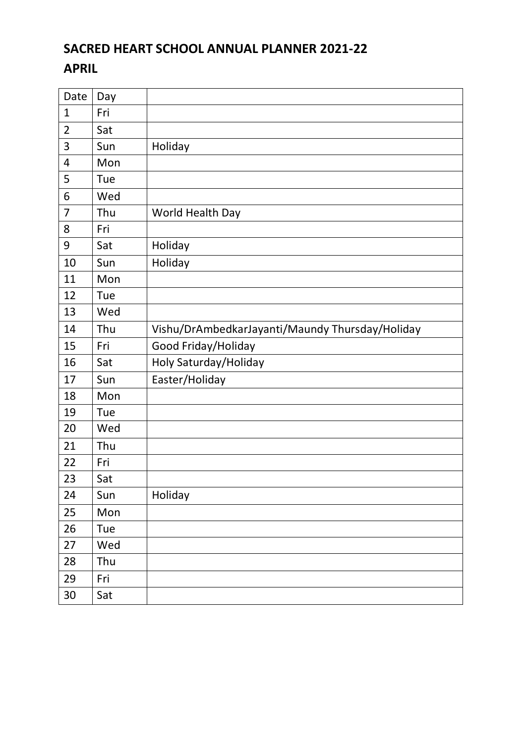# SACRED HEART SCHOOL ANNUAL PLANNER 2021-22

## APRIL

| Date | Day | |
|---|---|---|
| 1 | Fri | |
| 2 | Sat | |
| 3 | Sun | Holiday |
| 4 | Mon | |
| 5 | Tue | |
| 6 | Wed | |
| 7 | Thu | World Health Day |
| 8 | Fri | |
| 9 | Sat | Holiday |
| 10 | Sun | Holiday |
| 11 | Mon | |
| 12 | Tue | |
| 13 | Wed | |
| 14 | Thu | Vishu/DrAmbedkarJayanti/Maundy Thursday/Holiday |
| 15 | Fri | Good Friday/Holiday |
| 16 | Sat | Holy Saturday/Holiday |
| 17 | Sun | Easter/Holiday |
| 18 | Mon | |
| 19 | Tue | |
| 20 | Wed | |
| 21 | Thu | |
| 22 | Fri | |
| 23 | Sat | |
| 24 | Sun | Holiday |
| 25 | Mon | |
| 26 | Tue | |
| 27 | Wed | |
| 28 | Thu | |
| 29 | Fri | |
| 30 | Sat | |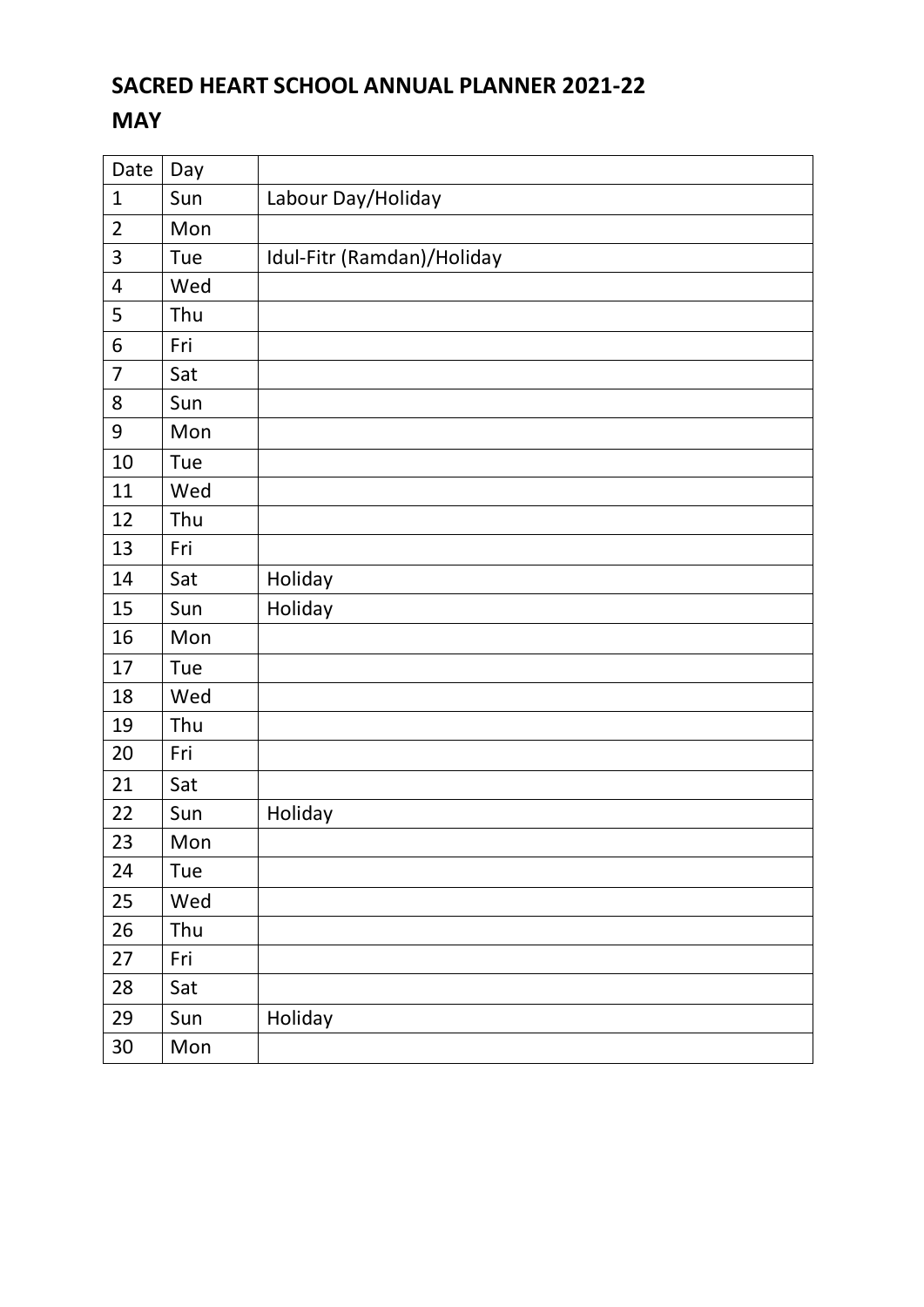# SACRED HEART SCHOOL ANNUAL PLANNER 2021-22

## MAY

| Date | Day | |
|---|---|---|
| 1 | Sun | Labour Day/Holiday |
| 2 | Mon | |
| 3 | Tue | Idul-Fitr (Ramdan)/Holiday |
| 4 | Wed | |
| 5 | Thu | |
| 6 | Fri | |
| 7 | Sat | |
| 8 | Sun | |
| 9 | Mon | |
| 10 | Tue | |
| 11 | Wed | |
| 12 | Thu | |
| 13 | Fri | |
| 14 | Sat | Holiday |
| 15 | Sun | Holiday |
| 16 | Mon | |
| 17 | Tue | |
| 18 | Wed | |
| 19 | Thu | |
| 20 | Fri | |
| 21 | Sat | |
| 22 | Sun | Holiday |
| 23 | Mon | |
| 24 | Tue | |
| 25 | Wed | |
| 26 | Thu | |
| 27 | Fri | |
| 28 | Sat | |
| 29 | Sun | Holiday |
| 30 | Mon | |